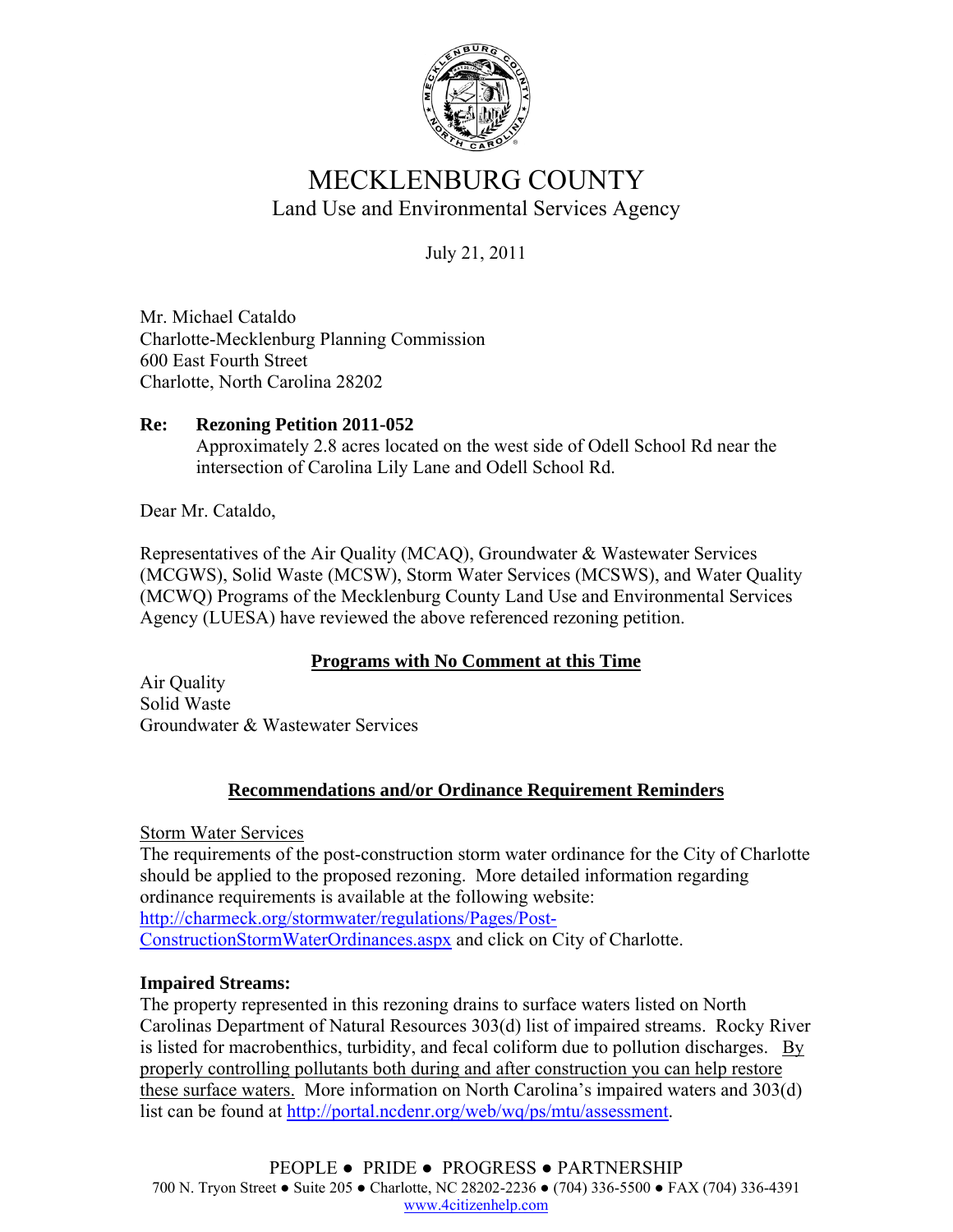# MECKLENBURG COUNTY

## Land Use and Environmental Services Agency

July 21, 2011

Mr. Michael Cataldo
Charlotte-Mecklenburg Planning Commission
600 East Fourth Street
Charlotte, North Carolina 28202

**Re: Rezoning Petition 2011-052**
Approximately 2.8 acres located on the west side of Odell School Rd near the intersection of Carolina Lily Lane and Odell School Rd.

Dear Mr. Cataldo,

Representatives of the Air Quality (MCAQ), Groundwater & Wastewater Services (MCGWS), Solid Waste (MCSW), Storm Water Services (MCSWS), and Water Quality (MCWQ) Programs of the Mecklenburg County Land Use and Environmental Services Agency (LUESA) have reviewed the above referenced rezoning petition.

**Programs with No Comment at this Time**

Air Quality
Solid Waste
Groundwater & Wastewater Services

**Recommendations and/or Ordinance Requirement Reminders**

Storm Water Services
The requirements of the post-construction storm water ordinance for the City of Charlotte should be applied to the proposed rezoning. More detailed information regarding ordinance requirements is available at the following website: http://charmeck.org/stormwater/regulations/Pages/Post-ConstructionStormWaterOrdinances.aspx and click on City of Charlotte.

**Impaired Streams:**
The property represented in this rezoning drains to surface waters listed on North Carolinas Department of Natural Resources 303(d) list of impaired streams. Rocky River is listed for macrobenthics, turbidity, and fecal coliform due to pollution discharges. By properly controlling pollutants both during and after construction you can help restore these surface waters. More information on North Carolina's impaired waters and 303(d) list can be found at http://portal.ncdenr.org/web/wq/ps/mtu/assessment.

PEOPLE ● PRIDE ● PROGRESS ● PARTNERSHIP
700 N. Tryon Street ● Suite 205 ● Charlotte, NC 28202-2236 ● (704) 336-5500 ● FAX (704) 336-4391
www.4citizenhelp.com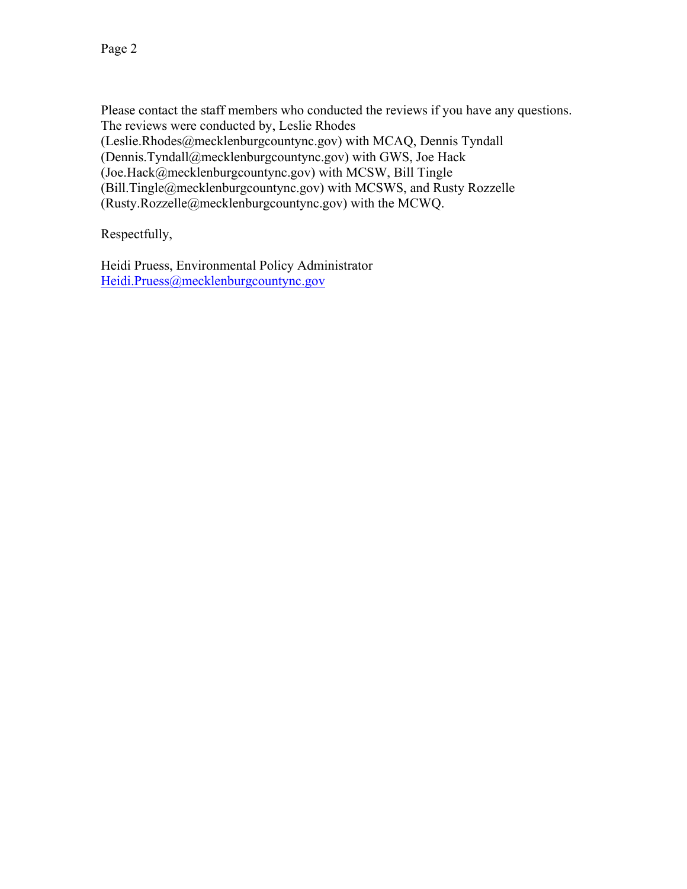Please contact the staff members who conducted the reviews if you have any questions. The reviews were conducted by, Leslie Rhodes (Leslie.Rhodes@mecklenburgcountync.gov) with MCAQ, Dennis Tyndall (Dennis.Tyndall@mecklenburgcountync.gov) with GWS, Joe Hack (Joe.Hack@mecklenburgcountync.gov) with MCSW, Bill Tingle (Bill.Tingle@mecklenburgcountync.gov) with MCSWS, and Rusty Rozzelle (Rusty.Rozzelle@mecklenburgcountync.gov) with the MCWQ.

Respectfully,

Heidi Pruess, Environmental Policy Administrator
Heidi.Pruess@mecklenburgcountync.gov